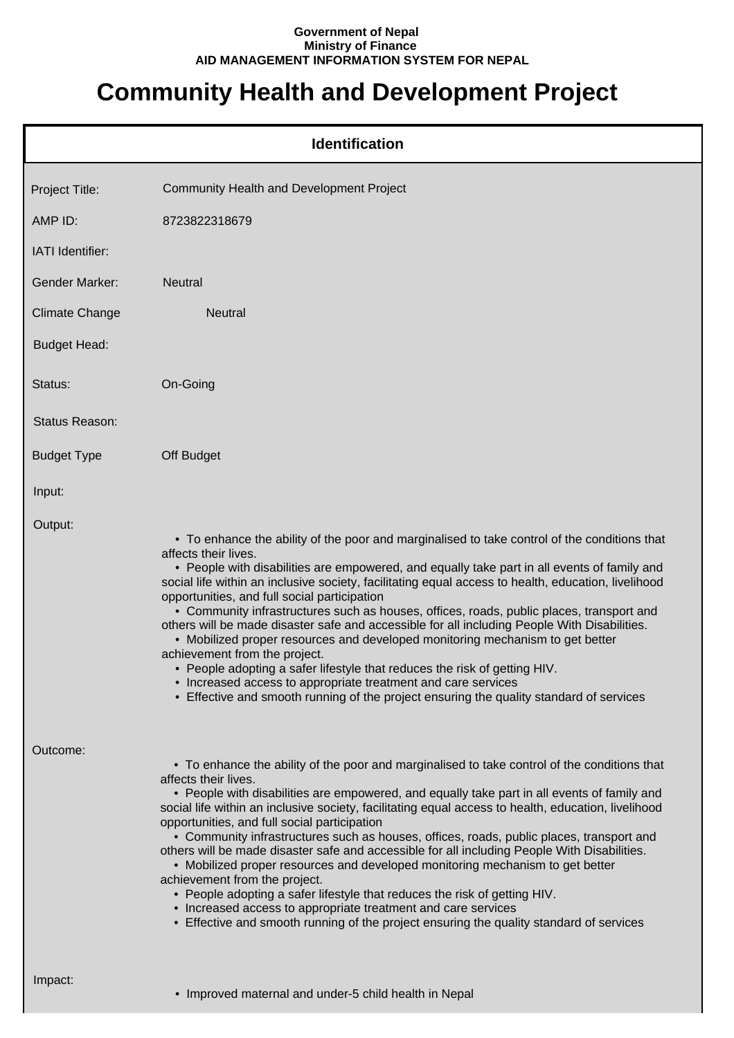**Government of Nepal**
**Ministry of Finance**
**AID MANAGEMENT INFORMATION SYSTEM FOR NEPAL**

# Community Health and Development Project

## Identification

| | |
|---|---|
| Project Title: | Community Health and Development Project |
| AMP ID: | 8723822318679 |
| IATI Identifier: | |
| Gender Marker: | Neutral |
| Climate Change | Neutral |
| Budget Head: | |
| Status: | On-Going |
| Status Reason: | |
| Budget Type | Off Budget |
| Input: | |

Output:

- To enhance the ability of the poor and marginalised to take control of the conditions that affects their lives.
- People with disabilities are empowered, and equally take part in all events of family and social life within an inclusive society, facilitating equal access to health, education, livelihood opportunities, and full social participation
- Community infrastructures such as houses, offices, roads, public places, transport and others will be made disaster safe and accessible for all including People With Disabilities.
- Mobilized proper resources and developed monitoring mechanism to get better achievement from the project.
- People adopting a safer lifestyle that reduces the risk of getting HIV.
- Increased access to appropriate treatment and care services
- Effective and smooth running of the project ensuring the quality standard of services

Outcome:

- To enhance the ability of the poor and marginalised to take control of the conditions that affects their lives.
- People with disabilities are empowered, and equally take part in all events of family and social life within an inclusive society, facilitating equal access to health, education, livelihood opportunities, and full social participation
- Community infrastructures such as houses, offices, roads, public places, transport and others will be made disaster safe and accessible for all including People With Disabilities.
- Mobilized proper resources and developed monitoring mechanism to get better achievement from the project.
- People adopting a safer lifestyle that reduces the risk of getting HIV.
- Increased access to appropriate treatment and care services
- Effective and smooth running of the project ensuring the quality standard of services

Impact:

- Improved maternal and under-5 child health in Nepal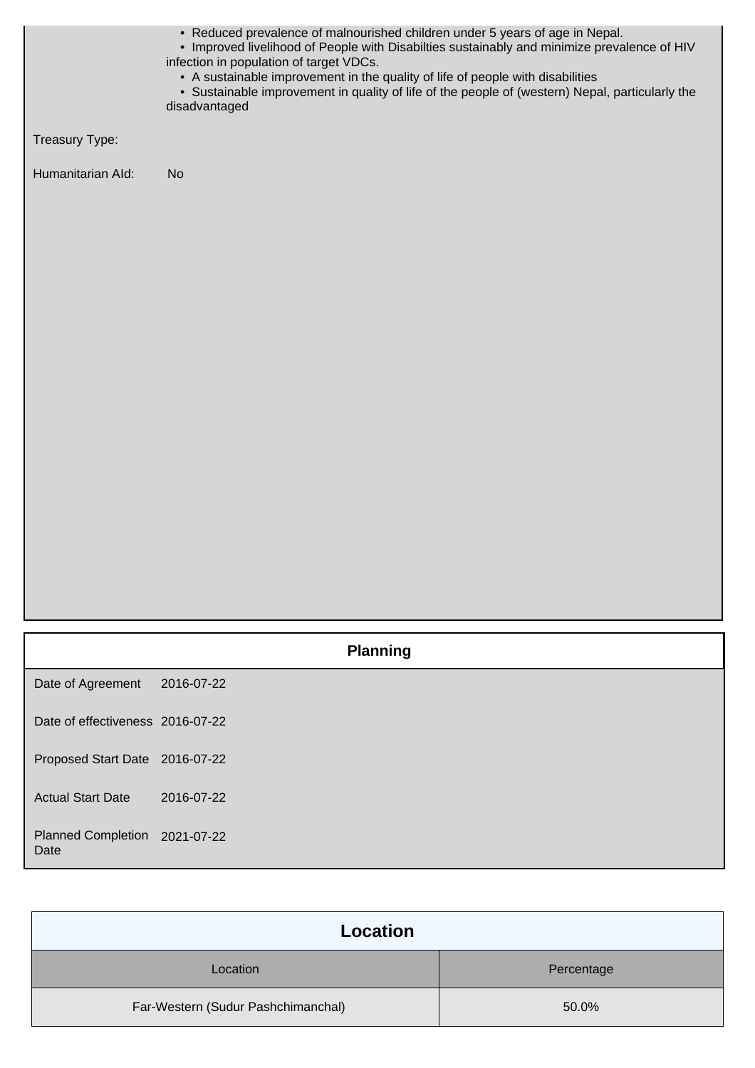- Reduced prevalence of malnourished children under 5 years of age in Nepal.
- Improved livelihood of People with Disabilties sustainably and minimize prevalence of HIV infection in population of target VDCs.
- A sustainable improvement in the quality of life of people with disabilities
- Sustainable improvement in quality of life of the people of (western) Nepal, particularly the disadvantaged

Treasury Type:

Humanitarian AId: No

## Planning

| | |
|---|---|
| Date of Agreement | 2016-07-22 |
| Date of effectiveness | 2016-07-22 |
| Proposed Start Date | 2016-07-22 |
| Actual Start Date | 2016-07-22 |
| Planned Completion Date | 2021-07-22 |

## Location

| Location | Percentage |
|---|---|
| Far-Western (Sudur Pashchimanchal) | 50.0% |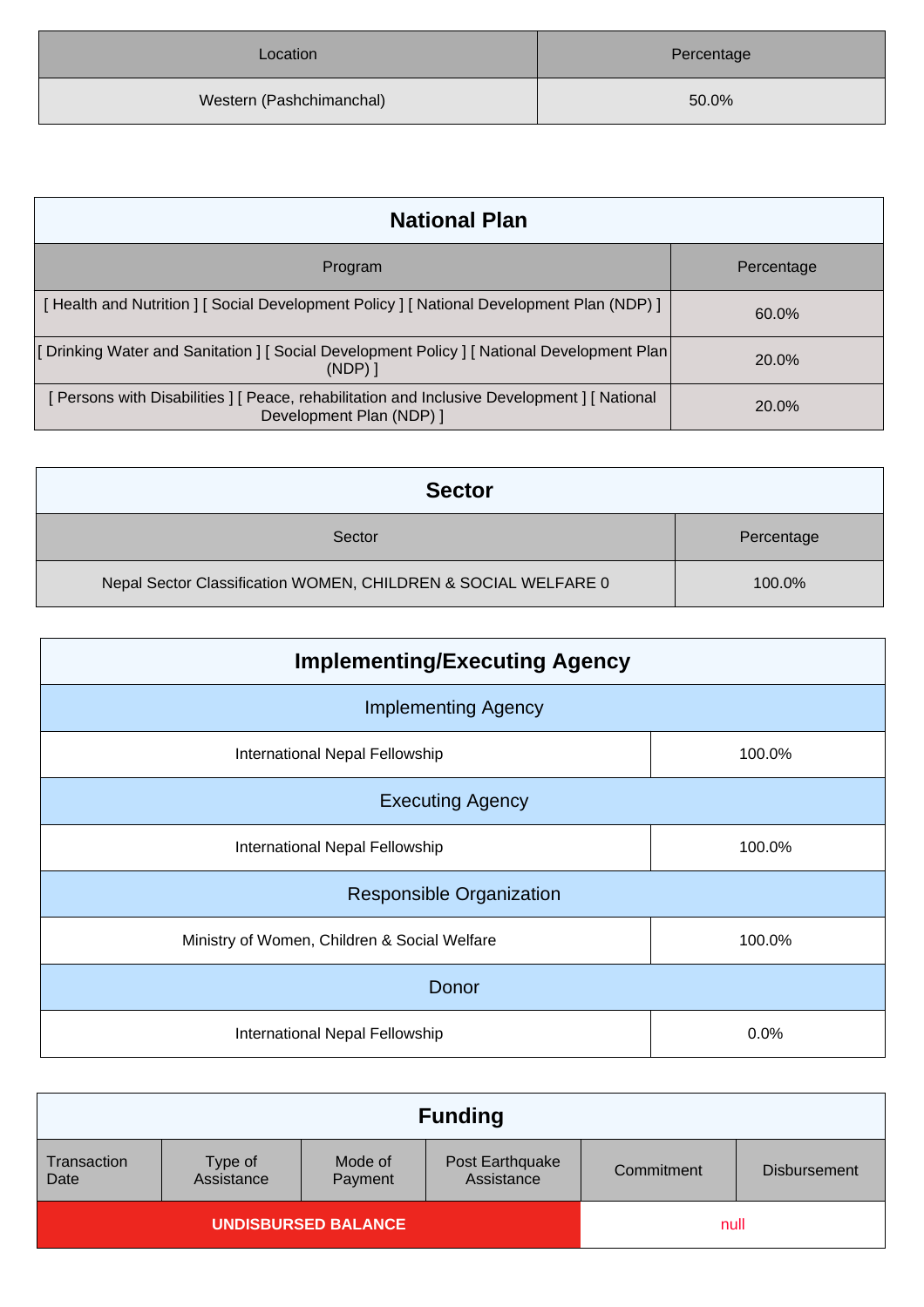| Location | Percentage |
| --- | --- |
| Western (Pashchimanchal) | 50.0% |

## National Plan

| Program | Percentage |
| --- | --- |
| [ Health and Nutrition ] [ Social Development Policy ] [ National Development Plan (NDP) ] | 60.0% |
| [ Drinking Water and Sanitation ] [ Social Development Policy ] [ National Development Plan (NDP) ] | 20.0% |
| [ Persons with Disabilities ] [ Peace, rehabilitation and Inclusive Development ] [ National Development Plan (NDP) ] | 20.0% |

## Sector

| Sector | Percentage |
| --- | --- |
| Nepal Sector Classification WOMEN, CHILDREN & SOCIAL WELFARE 0 | 100.0% |

## Implementing/Executing Agency

| Implementing Agency | |
| --- | --- |
| International Nepal Fellowship | 100.0% |
| **Executing Agency** | |
| International Nepal Fellowship | 100.0% |
| **Responsible Organization** | |
| Ministry of Women, Children & Social Welfare | 100.0% |
| **Donor** | |
| International Nepal Fellowship | 0.0% |

## Funding

| Transaction Date | Type of Assistance | Mode of Payment | Post Earthquake Assistance | Commitment | Disbursement |
| --- | --- | --- | --- | --- | --- |
| **UNDISBURSED BALANCE** | | | | null | |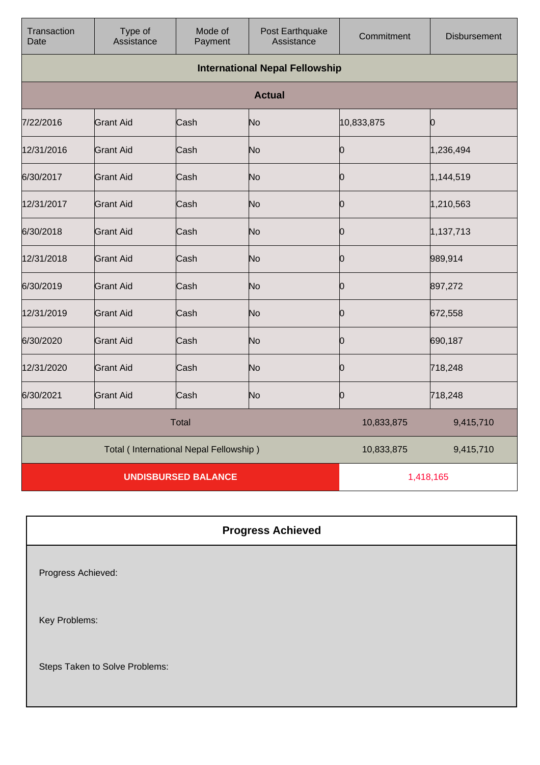| Transaction Date | Type of Assistance | Mode of Payment | Post Earthquake Assistance | Commitment | Disbursement |
|---|---|---|---|---|---|
| **International Nepal Fellowship** | | | | | |
| **Actual** | | | | | |
| 7/22/2016 | Grant Aid | Cash | No | 10,833,875 | 0 |
| 12/31/2016 | Grant Aid | Cash | No | 0 | 1,236,494 |
| 6/30/2017 | Grant Aid | Cash | No | 0 | 1,144,519 |
| 12/31/2017 | Grant Aid | Cash | No | 0 | 1,210,563 |
| 6/30/2018 | Grant Aid | Cash | No | 0 | 1,137,713 |
| 12/31/2018 | Grant Aid | Cash | No | 0 | 989,914 |
| 6/30/2019 | Grant Aid | Cash | No | 0 | 897,272 |
| 12/31/2019 | Grant Aid | Cash | No | 0 | 672,558 |
| 6/30/2020 | Grant Aid | Cash | No | 0 | 690,187 |
| 12/31/2020 | Grant Aid | Cash | No | 0 | 718,248 |
| 6/30/2021 | Grant Aid | Cash | No | 0 | 718,248 |
| Total | | | | 10,833,875 | 9,415,710 |
| Total ( International Nepal Fellowship ) | | | | 10,833,875 | 9,415,710 |
| **UNDISBURSED BALANCE** | | | | 1,418,165 | |

| Progress Achieved |
|---|
| Progress Achieved:<br><br>Key Problems:<br><br>Steps Taken to Solve Problems: |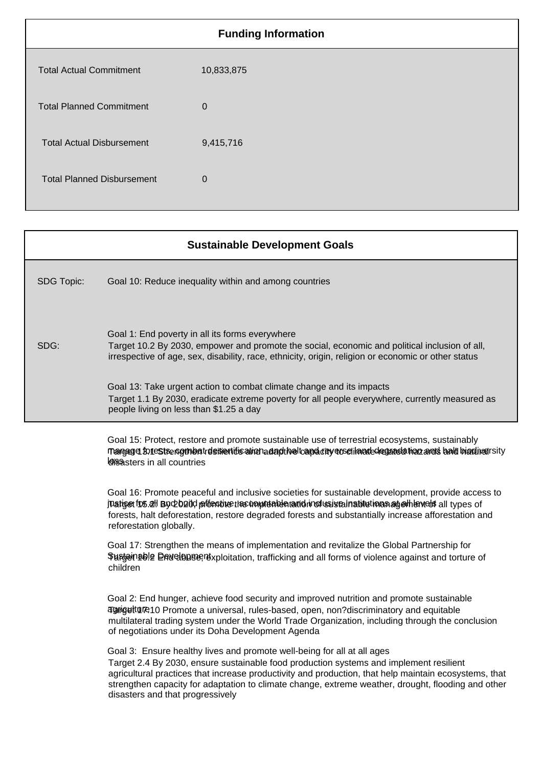## Funding Information

| | |
|---|---|
| Total Actual Commitment | 10,833,875 |
| Total Planned Commitment | 0 |
| Total Actual Disbursement | 9,415,716 |
| Total Planned Disbursement | 0 |

## Sustainable Development Goals

**SDG Topic:** Goal 10: Reduce inequality within and among countries

**SDG:**

Goal 1: End poverty in all its forms everywhere

Target 10.2 By 2030, empower and promote the social, economic and political inclusion of all, irrespective of age, sex, disability, race, ethnicity, origin, religion or economic or other status

Goal 13: Take urgent action to combat climate change and its impacts

Target 1.1 By 2030, eradicate extreme poverty for all people everywhere, currently measured as people living on less than $1.25 a day

Goal 15: Protect, restore and promote sustainable use of terrestrial ecosystems, sustainably manage forests, combat desertification, and halt and reverse land degradation and halt biodiversity loss

Target 13.1 Strengthen resilience and adaptive capacity to climate-related hazards and natural disasters in all countries

Goal 16: Promote peaceful and inclusive societies for sustainable development, provide access to justice for all and build effective, accountable and inclusive institutions at all levels

Target 15.2 By 2020, promote the implementation of sustainable management of all types of forests, halt deforestation, restore degraded forests and substantially increase afforestation and reforestation globally.

Goal 17: Strengthen the means of implementation and revitalize the Global Partnership for Sustainable Development

Target 16.2 End abuse, exploitation, trafficking and all forms of violence against and torture of children

Goal 2: End hunger, achieve food security and improved nutrition and promote sustainable agriculture

Target 17.10 Promote a universal, rules-based, open, non?discriminatory and equitable multilateral trading system under the World Trade Organization, including through the conclusion of negotiations under its Doha Development Agenda

Goal 3: Ensure healthy lives and promote well-being for all at all ages

Target 2.4 By 2030, ensure sustainable food production systems and implement resilient agricultural practices that increase productivity and production, that help maintain ecosystems, that strengthen capacity for adaptation to climate change, extreme weather, drought, flooding and other disasters and that progressively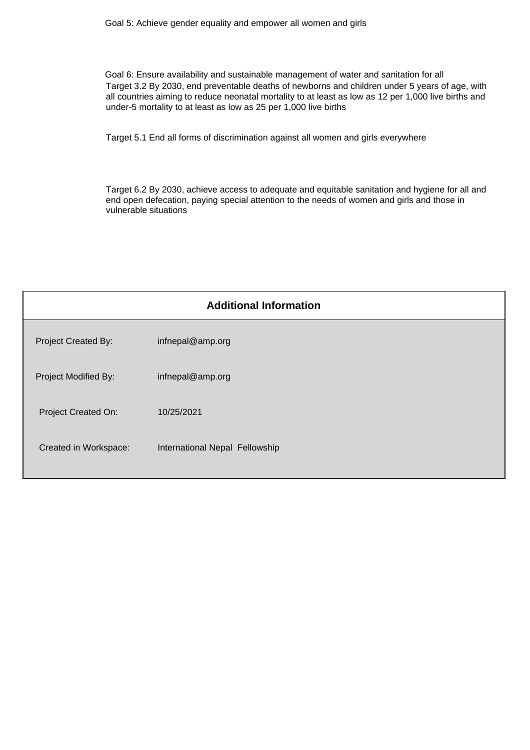Goal 5: Achieve gender equality and empower all women and girls

Goal 6: Ensure availability and sustainable management of water and sanitation for all

Target 3.2 By 2030, end preventable deaths of newborns and children under 5 years of age, with all countries aiming to reduce neonatal mortality to at least as low as 12 per 1,000 live births and under-5 mortality to at least as low as 25 per 1,000 live births

Target 5.1 End all forms of discrimination against all women and girls everywhere

Target 6.2 By 2030, achieve access to adequate and equitable sanitation and hygiene for all and end open defecation, paying special attention to the needs of women and girls and those in vulnerable situations

## Additional Information

| | |
|---|---|
| Project Created By: | infnepal@amp.org |
| Project Modified By: | infnepal@amp.org |
| Project Created On: | 10/25/2021 |
| Created in Workspace: | International Nepal Fellowship |